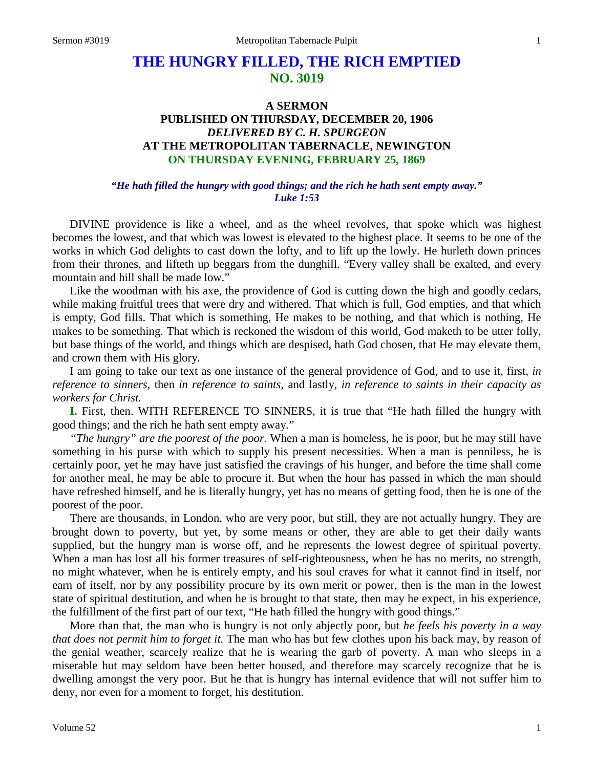# THE HUNGRY FILLED, THE RICH EMPTIED
## NO. 3019

### A SERMON
### PUBLISHED ON THURSDAY, DECEMBER 20, 1906
### *DELIVERED BY C. H. SPURGEON*
### AT THE METROPOLITAN TABERNACLE, NEWINGTON
### ON THURSDAY EVENING, FEBRUARY 25, 1869

***"He hath filled the hungry with good things; and the rich he hath sent empty away." Luke 1:53***

DIVINE providence is like a wheel, and as the wheel revolves, that spoke which was highest becomes the lowest, and that which was lowest is elevated to the highest place. It seems to be one of the works in which God delights to cast down the lofty, and to lift up the lowly. He hurleth down princes from their thrones, and lifteth up beggars from the dunghill. "Every valley shall be exalted, and every mountain and hill shall be made low."

Like the woodman with his axe, the providence of God is cutting down the high and goodly cedars, while making fruitful trees that were dry and withered. That which is full, God empties, and that which is empty, God fills. That which is something, He makes to be nothing, and that which is nothing, He makes to be something. That which is reckoned the wisdom of this world, God maketh to be utter folly, but base things of the world, and things which are despised, hath God chosen, that He may elevate them, and crown them with His glory.

I am going to take our text as one instance of the general providence of God, and to use it, first, *in reference to sinners,* then *in reference to saints,* and lastly, *in reference to saints in their capacity as workers for Christ.*

**I.** First, then. WITH REFERENCE TO SINNERS, it is true that "He hath filled the hungry with good things; and the rich he hath sent empty away."

*"The hungry" are the poorest of the poor.* When a man is homeless, he is poor, but he may still have something in his purse with which to supply his present necessities. When a man is penniless, he is certainly poor, yet he may have just satisfied the cravings of his hunger, and before the time shall come for another meal, he may be able to procure it. But when the hour has passed in which the man should have refreshed himself, and he is literally hungry, yet has no means of getting food, then he is one of the poorest of the poor.

There are thousands, in London, who are very poor, but still, they are not actually hungry. They are brought down to poverty, but yet, by some means or other, they are able to get their daily wants supplied, but the hungry man is worse off, and he represents the lowest degree of spiritual poverty. When a man has lost all his former treasures of self-righteousness, when he has no merits, no strength, no might whatever, when he is entirely empty, and his soul craves for what it cannot find in itself, nor earn of itself, nor by any possibility procure by its own merit or power, then is the man in the lowest state of spiritual destitution, and when he is brought to that state, then may he expect, in his experience, the fulfillment of the first part of our text, "He hath filled the hungry with good things."

More than that, the man who is hungry is not only abjectly poor, but *he feels his poverty in a way that does not permit him to forget it.* The man who has but few clothes upon his back may, by reason of the genial weather, scarcely realize that he is wearing the garb of poverty. A man who sleeps in a miserable hut may seldom have been better housed, and therefore may scarcely recognize that he is dwelling amongst the very poor. But he that is hungry has internal evidence that will not suffer him to deny, nor even for a moment to forget, his destitution.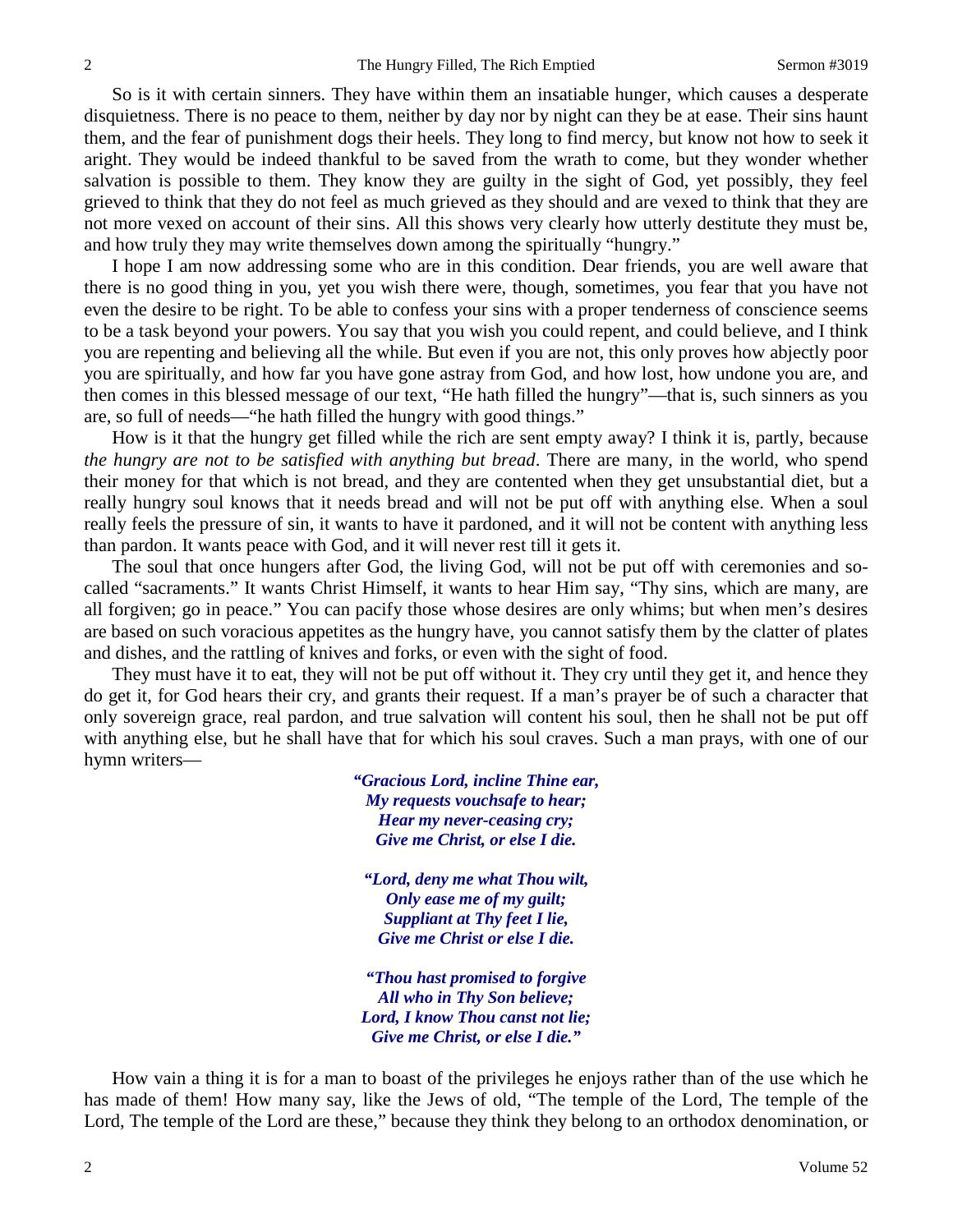So is it with certain sinners. They have within them an insatiable hunger, which causes a desperate disquietness. There is no peace to them, neither by day nor by night can they be at ease. Their sins haunt them, and the fear of punishment dogs their heels. They long to find mercy, but know not how to seek it aright. They would be indeed thankful to be saved from the wrath to come, but they wonder whether salvation is possible to them. They know they are guilty in the sight of God, yet possibly, they feel grieved to think that they do not feel as much grieved as they should and are vexed to think that they are not more vexed on account of their sins. All this shows very clearly how utterly destitute they must be, and how truly they may write themselves down among the spiritually "hungry."

I hope I am now addressing some who are in this condition. Dear friends, you are well aware that there is no good thing in you, yet you wish there were, though, sometimes, you fear that you have not even the desire to be right. To be able to confess your sins with a proper tenderness of conscience seems to be a task beyond your powers. You say that you wish you could repent, and could believe, and I think you are repenting and believing all the while. But even if you are not, this only proves how abjectly poor you are spiritually, and how far you have gone astray from God, and how lost, how undone you are, and then comes in this blessed message of our text, "He hath filled the hungry"—that is, such sinners as you are, so full of needs—"he hath filled the hungry with good things."

How is it that the hungry get filled while the rich are sent empty away? I think it is, partly, because *the hungry are not to be satisfied with anything but bread*. There are many, in the world, who spend their money for that which is not bread, and they are contented when they get unsubstantial diet, but a really hungry soul knows that it needs bread and will not be put off with anything else. When a soul really feels the pressure of sin, it wants to have it pardoned, and it will not be content with anything less than pardon. It wants peace with God, and it will never rest till it gets it.

The soul that once hungers after God, the living God, will not be put off with ceremonies and so-called "sacraments." It wants Christ Himself, it wants to hear Him say, "Thy sins, which are many, are all forgiven; go in peace." You can pacify those whose desires are only whims; but when men's desires are based on such voracious appetites as the hungry have, you cannot satisfy them by the clatter of plates and dishes, and the rattling of knives and forks, or even with the sight of food.

They must have it to eat, they will not be put off without it. They cry until they get it, and hence they do get it, for God hears their cry, and grants their request. If a man's prayer be of such a character that only sovereign grace, real pardon, and true salvation will content his soul, then he shall not be put off with anything else, but he shall have that for which his soul craves. Such a man prays, with one of our hymn writers—

> ***"Gracious Lord, incline Thine ear,***
> ***My requests vouchsafe to hear;***
> ***Hear my never-ceasing cry;***
> ***Give me Christ, or else I die.***
>
> ***"Lord, deny me what Thou wilt,***
> ***Only ease me of my guilt;***
> ***Suppliant at Thy feet I lie,***
> ***Give me Christ or else I die.***
>
> ***"Thou hast promised to forgive***
> ***All who in Thy Son believe;***
> ***Lord, I know Thou canst not lie;***
> ***Give me Christ, or else I die."***

How vain a thing it is for a man to boast of the privileges he enjoys rather than of the use which he has made of them! How many say, like the Jews of old, "The temple of the Lord, The temple of the Lord, The temple of the Lord are these," because they think they belong to an orthodox denomination, or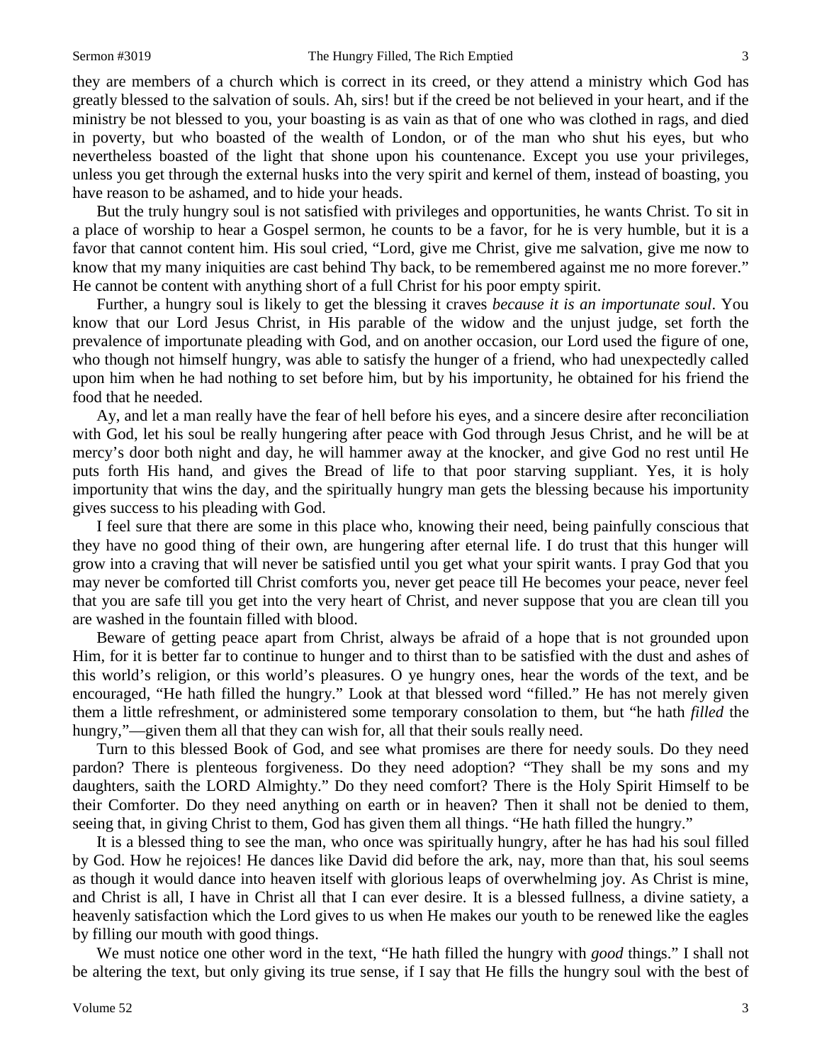they are members of a church which is correct in its creed, or they attend a ministry which God has greatly blessed to the salvation of souls. Ah, sirs! but if the creed be not believed in your heart, and if the ministry be not blessed to you, your boasting is as vain as that of one who was clothed in rags, and died in poverty, but who boasted of the wealth of London, or of the man who shut his eyes, but who nevertheless boasted of the light that shone upon his countenance. Except you use your privileges, unless you get through the external husks into the very spirit and kernel of them, instead of boasting, you have reason to be ashamed, and to hide your heads.

But the truly hungry soul is not satisfied with privileges and opportunities, he wants Christ. To sit in a place of worship to hear a Gospel sermon, he counts to be a favor, for he is very humble, but it is a favor that cannot content him. His soul cried, "Lord, give me Christ, give me salvation, give me now to know that my many iniquities are cast behind Thy back, to be remembered against me no more forever." He cannot be content with anything short of a full Christ for his poor empty spirit.

Further, a hungry soul is likely to get the blessing it craves *because it is an importunate soul*. You know that our Lord Jesus Christ, in His parable of the widow and the unjust judge, set forth the prevalence of importunate pleading with God, and on another occasion, our Lord used the figure of one, who though not himself hungry, was able to satisfy the hunger of a friend, who had unexpectedly called upon him when he had nothing to set before him, but by his importunity, he obtained for his friend the food that he needed.

Ay, and let a man really have the fear of hell before his eyes, and a sincere desire after reconciliation with God, let his soul be really hungering after peace with God through Jesus Christ, and he will be at mercy's door both night and day, he will hammer away at the knocker, and give God no rest until He puts forth His hand, and gives the Bread of life to that poor starving suppliant. Yes, it is holy importunity that wins the day, and the spiritually hungry man gets the blessing because his importunity gives success to his pleading with God.

I feel sure that there are some in this place who, knowing their need, being painfully conscious that they have no good thing of their own, are hungering after eternal life. I do trust that this hunger will grow into a craving that will never be satisfied until you get what your spirit wants. I pray God that you may never be comforted till Christ comforts you, never get peace till He becomes your peace, never feel that you are safe till you get into the very heart of Christ, and never suppose that you are clean till you are washed in the fountain filled with blood.

Beware of getting peace apart from Christ, always be afraid of a hope that is not grounded upon Him, for it is better far to continue to hunger and to thirst than to be satisfied with the dust and ashes of this world's religion, or this world's pleasures. O ye hungry ones, hear the words of the text, and be encouraged, "He hath filled the hungry." Look at that blessed word "filled." He has not merely given them a little refreshment, or administered some temporary consolation to them, but "he hath *filled* the hungry,"—given them all that they can wish for, all that their souls really need.

Turn to this blessed Book of God, and see what promises are there for needy souls. Do they need pardon? There is plenteous forgiveness. Do they need adoption? "They shall be my sons and my daughters, saith the LORD Almighty." Do they need comfort? There is the Holy Spirit Himself to be their Comforter. Do they need anything on earth or in heaven? Then it shall not be denied to them, seeing that, in giving Christ to them, God has given them all things. "He hath filled the hungry."

It is a blessed thing to see the man, who once was spiritually hungry, after he has had his soul filled by God. How he rejoices! He dances like David did before the ark, nay, more than that, his soul seems as though it would dance into heaven itself with glorious leaps of overwhelming joy. As Christ is mine, and Christ is all, I have in Christ all that I can ever desire. It is a blessed fullness, a divine satiety, a heavenly satisfaction which the Lord gives to us when He makes our youth to be renewed like the eagles by filling our mouth with good things.

We must notice one other word in the text, "He hath filled the hungry with *good* things." I shall not be altering the text, but only giving its true sense, if I say that He fills the hungry soul with the best of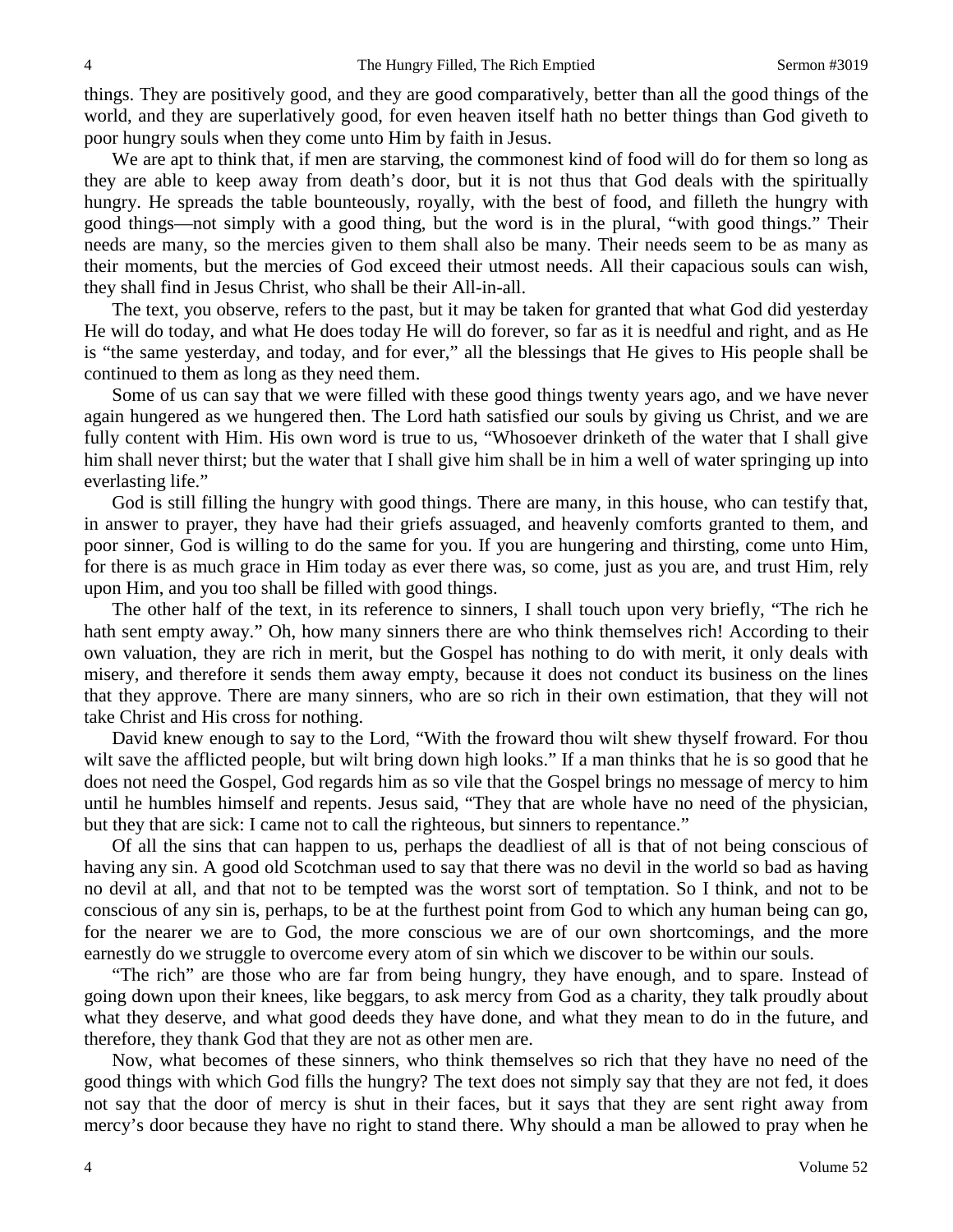things. They are positively good, and they are good comparatively, better than all the good things of the world, and they are superlatively good, for even heaven itself hath no better things than God giveth to poor hungry souls when they come unto Him by faith in Jesus.

We are apt to think that, if men are starving, the commonest kind of food will do for them so long as they are able to keep away from death's door, but it is not thus that God deals with the spiritually hungry. He spreads the table bounteously, royally, with the best of food, and filleth the hungry with good things—not simply with a good thing, but the word is in the plural, "with good things." Their needs are many, so the mercies given to them shall also be many. Their needs seem to be as many as their moments, but the mercies of God exceed their utmost needs. All their capacious souls can wish, they shall find in Jesus Christ, who shall be their All-in-all.

The text, you observe, refers to the past, but it may be taken for granted that what God did yesterday He will do today, and what He does today He will do forever, so far as it is needful and right, and as He is "the same yesterday, and today, and for ever," all the blessings that He gives to His people shall be continued to them as long as they need them.

Some of us can say that we were filled with these good things twenty years ago, and we have never again hungered as we hungered then. The Lord hath satisfied our souls by giving us Christ, and we are fully content with Him. His own word is true to us, "Whosoever drinketh of the water that I shall give him shall never thirst; but the water that I shall give him shall be in him a well of water springing up into everlasting life."

God is still filling the hungry with good things. There are many, in this house, who can testify that, in answer to prayer, they have had their griefs assuaged, and heavenly comforts granted to them, and poor sinner, God is willing to do the same for you. If you are hungering and thirsting, come unto Him, for there is as much grace in Him today as ever there was, so come, just as you are, and trust Him, rely upon Him, and you too shall be filled with good things.

The other half of the text, in its reference to sinners, I shall touch upon very briefly, "The rich he hath sent empty away." Oh, how many sinners there are who think themselves rich! According to their own valuation, they are rich in merit, but the Gospel has nothing to do with merit, it only deals with misery, and therefore it sends them away empty, because it does not conduct its business on the lines that they approve. There are many sinners, who are so rich in their own estimation, that they will not take Christ and His cross for nothing.

David knew enough to say to the Lord, "With the froward thou wilt shew thyself froward. For thou wilt save the afflicted people, but wilt bring down high looks." If a man thinks that he is so good that he does not need the Gospel, God regards him as so vile that the Gospel brings no message of mercy to him until he humbles himself and repents. Jesus said, "They that are whole have no need of the physician, but they that are sick: I came not to call the righteous, but sinners to repentance."

Of all the sins that can happen to us, perhaps the deadliest of all is that of not being conscious of having any sin. A good old Scotchman used to say that there was no devil in the world so bad as having no devil at all, and that not to be tempted was the worst sort of temptation. So I think, and not to be conscious of any sin is, perhaps, to be at the furthest point from God to which any human being can go, for the nearer we are to God, the more conscious we are of our own shortcomings, and the more earnestly do we struggle to overcome every atom of sin which we discover to be within our souls.

"The rich" are those who are far from being hungry, they have enough, and to spare. Instead of going down upon their knees, like beggars, to ask mercy from God as a charity, they talk proudly about what they deserve, and what good deeds they have done, and what they mean to do in the future, and therefore, they thank God that they are not as other men are.

Now, what becomes of these sinners, who think themselves so rich that they have no need of the good things with which God fills the hungry? The text does not simply say that they are not fed, it does not say that the door of mercy is shut in their faces, but it says that they are sent right away from mercy's door because they have no right to stand there. Why should a man be allowed to pray when he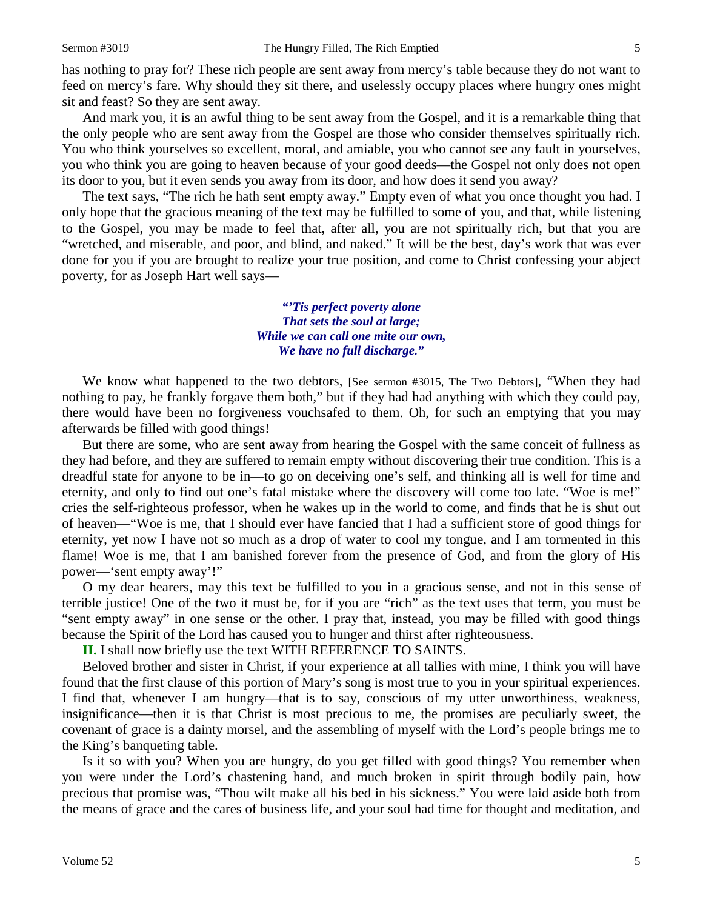has nothing to pray for? These rich people are sent away from mercy's table because they do not want to feed on mercy's fare. Why should they sit there, and uselessly occupy places where hungry ones might sit and feast? So they are sent away.

And mark you, it is an awful thing to be sent away from the Gospel, and it is a remarkable thing that the only people who are sent away from the Gospel are those who consider themselves spiritually rich. You who think yourselves so excellent, moral, and amiable, you who cannot see any fault in yourselves, you who think you are going to heaven because of your good deeds—the Gospel not only does not open its door to you, but it even sends you away from its door, and how does it send you away?

The text says, "The rich he hath sent empty away." Empty even of what you once thought you had. I only hope that the gracious meaning of the text may be fulfilled to some of you, and that, while listening to the Gospel, you may be made to feel that, after all, you are not spiritually rich, but that you are "wretched, and miserable, and poor, and blind, and naked." It will be the best, day's work that was ever done for you if you are brought to realize your true position, and come to Christ confessing your abject poverty, for as Joseph Hart well says—

> ***"'Tis perfect poverty alone***
> ***That sets the soul at large;***
> ***While we can call one mite our own,***
> ***We have no full discharge."***

We know what happened to the two debtors, [See sermon #3015, The Two Debtors], "When they had nothing to pay, he frankly forgave them both," but if they had had anything with which they could pay, there would have been no forgiveness vouchsafed to them. Oh, for such an emptying that you may afterwards be filled with good things!

But there are some, who are sent away from hearing the Gospel with the same conceit of fullness as they had before, and they are suffered to remain empty without discovering their true condition. This is a dreadful state for anyone to be in—to go on deceiving one's self, and thinking all is well for time and eternity, and only to find out one's fatal mistake where the discovery will come too late. "Woe is me!" cries the self-righteous professor, when he wakes up in the world to come, and finds that he is shut out of heaven—"Woe is me, that I should ever have fancied that I had a sufficient store of good things for eternity, yet now I have not so much as a drop of water to cool my tongue, and I am tormented in this flame! Woe is me, that I am banished forever from the presence of God, and from the glory of His power—'sent empty away'!"

O my dear hearers, may this text be fulfilled to you in a gracious sense, and not in this sense of terrible justice! One of the two it must be, for if you are "rich" as the text uses that term, you must be "sent empty away" in one sense or the other. I pray that, instead, you may be filled with good things because the Spirit of the Lord has caused you to hunger and thirst after righteousness.

**II.** I shall now briefly use the text WITH REFERENCE TO SAINTS.

Beloved brother and sister in Christ, if your experience at all tallies with mine, I think you will have found that the first clause of this portion of Mary's song is most true to you in your spiritual experiences. I find that, whenever I am hungry—that is to say, conscious of my utter unworthiness, weakness, insignificance—then it is that Christ is most precious to me, the promises are peculiarly sweet, the covenant of grace is a dainty morsel, and the assembling of myself with the Lord's people brings me to the King's banqueting table.

Is it so with you? When you are hungry, do you get filled with good things? You remember when you were under the Lord's chastening hand, and much broken in spirit through bodily pain, how precious that promise was, "Thou wilt make all his bed in his sickness." You were laid aside both from the means of grace and the cares of business life, and your soul had time for thought and meditation, and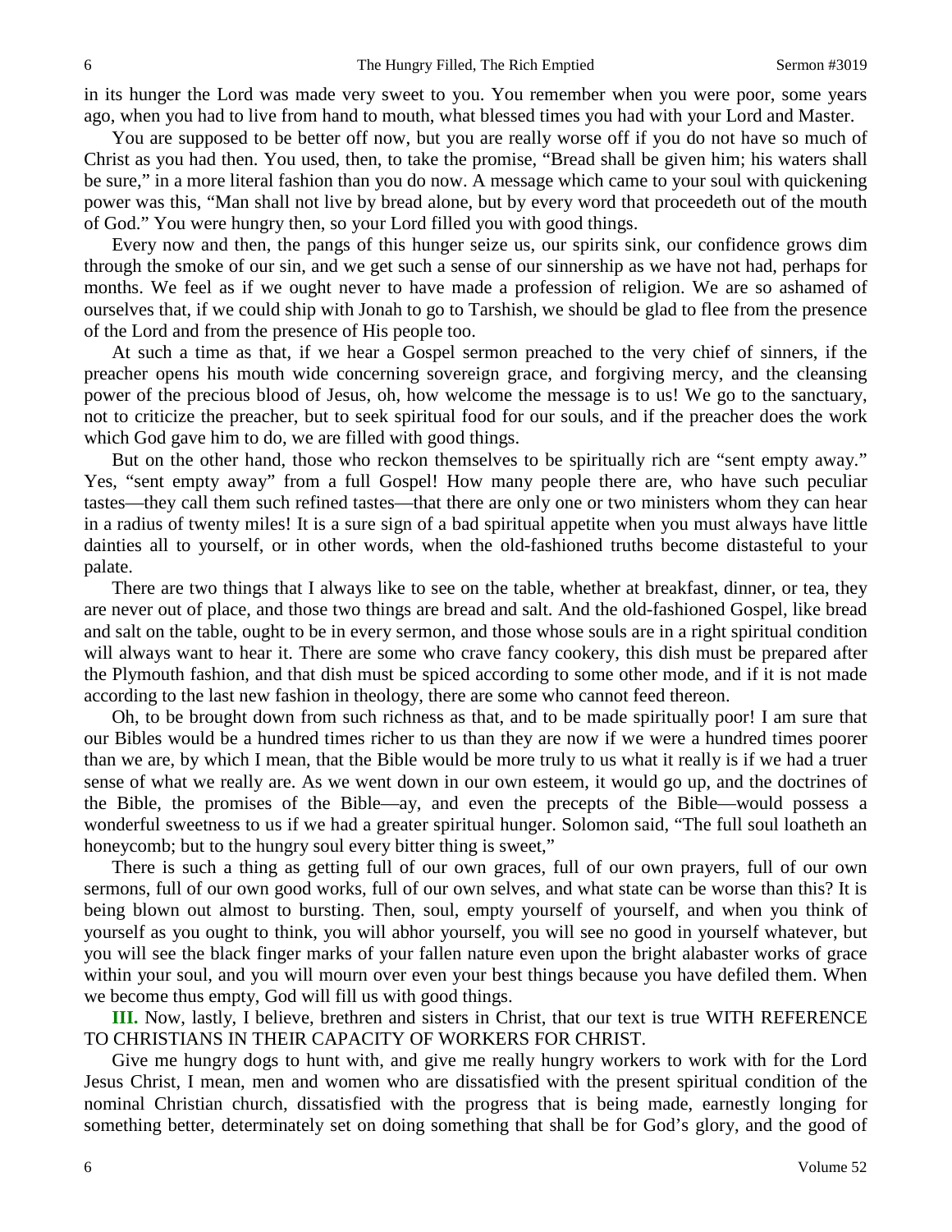in its hunger the Lord was made very sweet to you. You remember when you were poor, some years ago, when you had to live from hand to mouth, what blessed times you had with your Lord and Master.

You are supposed to be better off now, but you are really worse off if you do not have so much of Christ as you had then. You used, then, to take the promise, "Bread shall be given him; his waters shall be sure," in a more literal fashion than you do now. A message which came to your soul with quickening power was this, "Man shall not live by bread alone, but by every word that proceedeth out of the mouth of God." You were hungry then, so your Lord filled you with good things.

Every now and then, the pangs of this hunger seize us, our spirits sink, our confidence grows dim through the smoke of our sin, and we get such a sense of our sinnership as we have not had, perhaps for months. We feel as if we ought never to have made a profession of religion. We are so ashamed of ourselves that, if we could ship with Jonah to go to Tarshish, we should be glad to flee from the presence of the Lord and from the presence of His people too.

At such a time as that, if we hear a Gospel sermon preached to the very chief of sinners, if the preacher opens his mouth wide concerning sovereign grace, and forgiving mercy, and the cleansing power of the precious blood of Jesus, oh, how welcome the message is to us! We go to the sanctuary, not to criticize the preacher, but to seek spiritual food for our souls, and if the preacher does the work which God gave him to do, we are filled with good things.

But on the other hand, those who reckon themselves to be spiritually rich are "sent empty away." Yes, "sent empty away" from a full Gospel! How many people there are, who have such peculiar tastes—they call them such refined tastes—that there are only one or two ministers whom they can hear in a radius of twenty miles! It is a sure sign of a bad spiritual appetite when you must always have little dainties all to yourself, or in other words, when the old-fashioned truths become distasteful to your palate.

There are two things that I always like to see on the table, whether at breakfast, dinner, or tea, they are never out of place, and those two things are bread and salt. And the old-fashioned Gospel, like bread and salt on the table, ought to be in every sermon, and those whose souls are in a right spiritual condition will always want to hear it. There are some who crave fancy cookery, this dish must be prepared after the Plymouth fashion, and that dish must be spiced according to some other mode, and if it is not made according to the last new fashion in theology, there are some who cannot feed thereon.

Oh, to be brought down from such richness as that, and to be made spiritually poor! I am sure that our Bibles would be a hundred times richer to us than they are now if we were a hundred times poorer than we are, by which I mean, that the Bible would be more truly to us what it really is if we had a truer sense of what we really are. As we went down in our own esteem, it would go up, and the doctrines of the Bible, the promises of the Bible—ay, and even the precepts of the Bible—would possess a wonderful sweetness to us if we had a greater spiritual hunger. Solomon said, "The full soul loatheth an honeycomb; but to the hungry soul every bitter thing is sweet,"

There is such a thing as getting full of our own graces, full of our own prayers, full of our own sermons, full of our own good works, full of our own selves, and what state can be worse than this? It is being blown out almost to bursting. Then, soul, empty yourself of yourself, and when you think of yourself as you ought to think, you will abhor yourself, you will see no good in yourself whatever, but you will see the black finger marks of your fallen nature even upon the bright alabaster works of grace within your soul, and you will mourn over even your best things because you have defiled them. When we become thus empty, God will fill us with good things.

**III.** Now, lastly, I believe, brethren and sisters in Christ, that our text is true WITH REFERENCE TO CHRISTIANS IN THEIR CAPACITY OF WORKERS FOR CHRIST.

Give me hungry dogs to hunt with, and give me really hungry workers to work with for the Lord Jesus Christ, I mean, men and women who are dissatisfied with the present spiritual condition of the nominal Christian church, dissatisfied with the progress that is being made, earnestly longing for something better, determinately set on doing something that shall be for God's glory, and the good of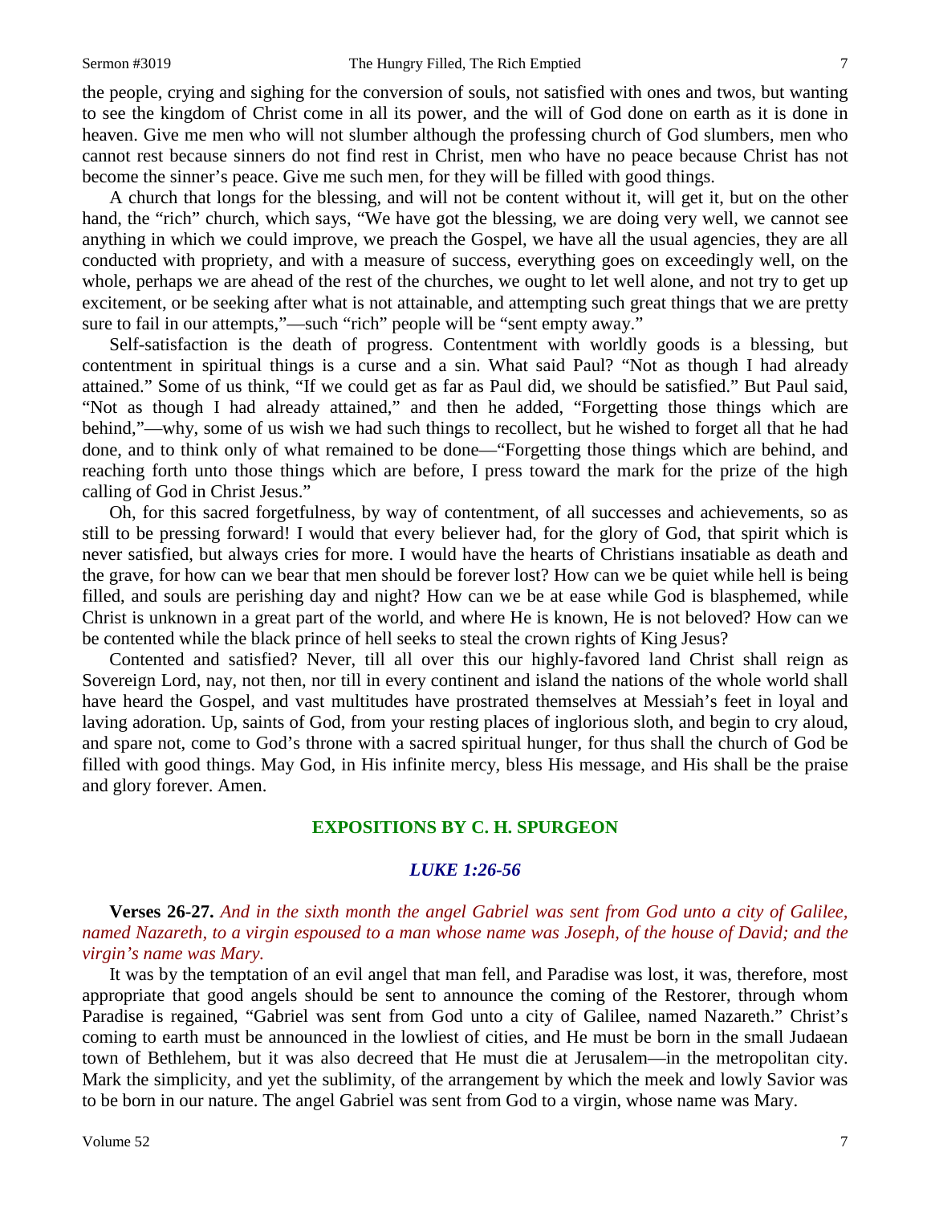the people, crying and sighing for the conversion of souls, not satisfied with ones and twos, but wanting to see the kingdom of Christ come in all its power, and the will of God done on earth as it is done in heaven. Give me men who will not slumber although the professing church of God slumbers, men who cannot rest because sinners do not find rest in Christ, men who have no peace because Christ has not become the sinner's peace. Give me such men, for they will be filled with good things.

A church that longs for the blessing, and will not be content without it, will get it, but on the other hand, the "rich" church, which says, "We have got the blessing, we are doing very well, we cannot see anything in which we could improve, we preach the Gospel, we have all the usual agencies, they are all conducted with propriety, and with a measure of success, everything goes on exceedingly well, on the whole, perhaps we are ahead of the rest of the churches, we ought to let well alone, and not try to get up excitement, or be seeking after what is not attainable, and attempting such great things that we are pretty sure to fail in our attempts,"—such "rich" people will be "sent empty away."

Self-satisfaction is the death of progress. Contentment with worldly goods is a blessing, but contentment in spiritual things is a curse and a sin. What said Paul? "Not as though I had already attained." Some of us think, "If we could get as far as Paul did, we should be satisfied." But Paul said, "Not as though I had already attained," and then he added, "Forgetting those things which are behind,"—why, some of us wish we had such things to recollect, but he wished to forget all that he had done, and to think only of what remained to be done—"Forgetting those things which are behind, and reaching forth unto those things which are before, I press toward the mark for the prize of the high calling of God in Christ Jesus."

Oh, for this sacred forgetfulness, by way of contentment, of all successes and achievements, so as still to be pressing forward! I would that every believer had, for the glory of God, that spirit which is never satisfied, but always cries for more. I would have the hearts of Christians insatiable as death and the grave, for how can we bear that men should be forever lost? How can we be quiet while hell is being filled, and souls are perishing day and night? How can we be at ease while God is blasphemed, while Christ is unknown in a great part of the world, and where He is known, He is not beloved? How can we be contented while the black prince of hell seeks to steal the crown rights of King Jesus?

Contented and satisfied? Never, till all over this our highly-favored land Christ shall reign as Sovereign Lord, nay, not then, nor till in every continent and island the nations of the whole world shall have heard the Gospel, and vast multitudes have prostrated themselves at Messiah's feet in loyal and laving adoration. Up, saints of God, from your resting places of inglorious sloth, and begin to cry aloud, and spare not, come to God's throne with a sacred spiritual hunger, for thus shall the church of God be filled with good things. May God, in His infinite mercy, bless His message, and His shall be the praise and glory forever. Amen.

## EXPOSITIONS BY C. H. SPURGEON

### *LUKE 1:26-56*

**Verses 26-27.** *And in the sixth month the angel Gabriel was sent from God unto a city of Galilee, named Nazareth, to a virgin espoused to a man whose name was Joseph, of the house of David; and the virgin's name was Mary.*

It was by the temptation of an evil angel that man fell, and Paradise was lost, it was, therefore, most appropriate that good angels should be sent to announce the coming of the Restorer, through whom Paradise is regained, "Gabriel was sent from God unto a city of Galilee, named Nazareth." Christ's coming to earth must be announced in the lowliest of cities, and He must be born in the small Judaean town of Bethlehem, but it was also decreed that He must die at Jerusalem—in the metropolitan city. Mark the simplicity, and yet the sublimity, of the arrangement by which the meek and lowly Savior was to be born in our nature. The angel Gabriel was sent from God to a virgin, whose name was Mary.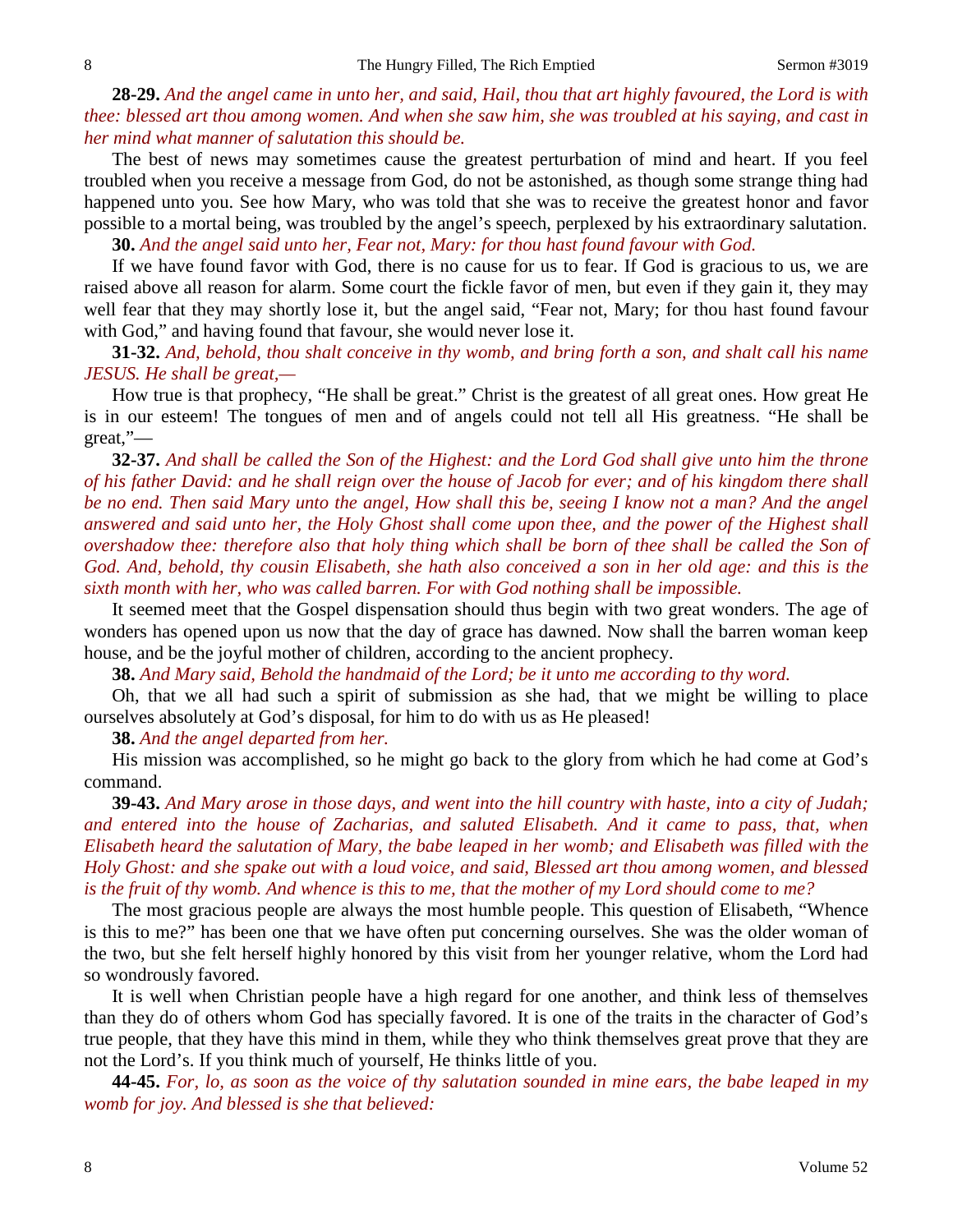**28-29.** *And the angel came in unto her, and said, Hail, thou that art highly favoured, the Lord is with thee: blessed art thou among women. And when she saw him, she was troubled at his saying, and cast in her mind what manner of salutation this should be.*

The best of news may sometimes cause the greatest perturbation of mind and heart. If you feel troubled when you receive a message from God, do not be astonished, as though some strange thing had happened unto you. See how Mary, who was told that she was to receive the greatest honor and favor possible to a mortal being, was troubled by the angel's speech, perplexed by his extraordinary salutation.

**30.** *And the angel said unto her, Fear not, Mary: for thou hast found favour with God.*

If we have found favor with God, there is no cause for us to fear. If God is gracious to us, we are raised above all reason for alarm. Some court the fickle favor of men, but even if they gain it, they may well fear that they may shortly lose it, but the angel said, "Fear not, Mary; for thou hast found favour with God," and having found that favour, she would never lose it.

**31-32.** *And, behold, thou shalt conceive in thy womb, and bring forth a son, and shalt call his name JESUS. He shall be great,—*

How true is that prophecy, "He shall be great." Christ is the greatest of all great ones. How great He is in our esteem! The tongues of men and of angels could not tell all His greatness. "He shall be great,"—

**32-37.** *And shall be called the Son of the Highest: and the Lord God shall give unto him the throne of his father David: and he shall reign over the house of Jacob for ever; and of his kingdom there shall be no end. Then said Mary unto the angel, How shall this be, seeing I know not a man? And the angel answered and said unto her, the Holy Ghost shall come upon thee, and the power of the Highest shall overshadow thee: therefore also that holy thing which shall be born of thee shall be called the Son of God. And, behold, thy cousin Elisabeth, she hath also conceived a son in her old age: and this is the sixth month with her, who was called barren. For with God nothing shall be impossible.*

It seemed meet that the Gospel dispensation should thus begin with two great wonders. The age of wonders has opened upon us now that the day of grace has dawned. Now shall the barren woman keep house, and be the joyful mother of children, according to the ancient prophecy.

**38.** *And Mary said, Behold the handmaid of the Lord; be it unto me according to thy word.*

Oh, that we all had such a spirit of submission as she had, that we might be willing to place ourselves absolutely at God's disposal, for him to do with us as He pleased!

**38.** *And the angel departed from her.*

His mission was accomplished, so he might go back to the glory from which he had come at God's command.

**39-43.** *And Mary arose in those days, and went into the hill country with haste, into a city of Judah; and entered into the house of Zacharias, and saluted Elisabeth. And it came to pass, that, when Elisabeth heard the salutation of Mary, the babe leaped in her womb; and Elisabeth was filled with the Holy Ghost: and she spake out with a loud voice, and said, Blessed art thou among women, and blessed is the fruit of thy womb. And whence is this to me, that the mother of my Lord should come to me?*

The most gracious people are always the most humble people. This question of Elisabeth, "Whence is this to me?" has been one that we have often put concerning ourselves. She was the older woman of the two, but she felt herself highly honored by this visit from her younger relative, whom the Lord had so wondrously favored.

It is well when Christian people have a high regard for one another, and think less of themselves than they do of others whom God has specially favored. It is one of the traits in the character of God's true people, that they have this mind in them, while they who think themselves great prove that they are not the Lord's. If you think much of yourself, He thinks little of you.

**44-45.** *For, lo, as soon as the voice of thy salutation sounded in mine ears, the babe leaped in my womb for joy. And blessed is she that believed:*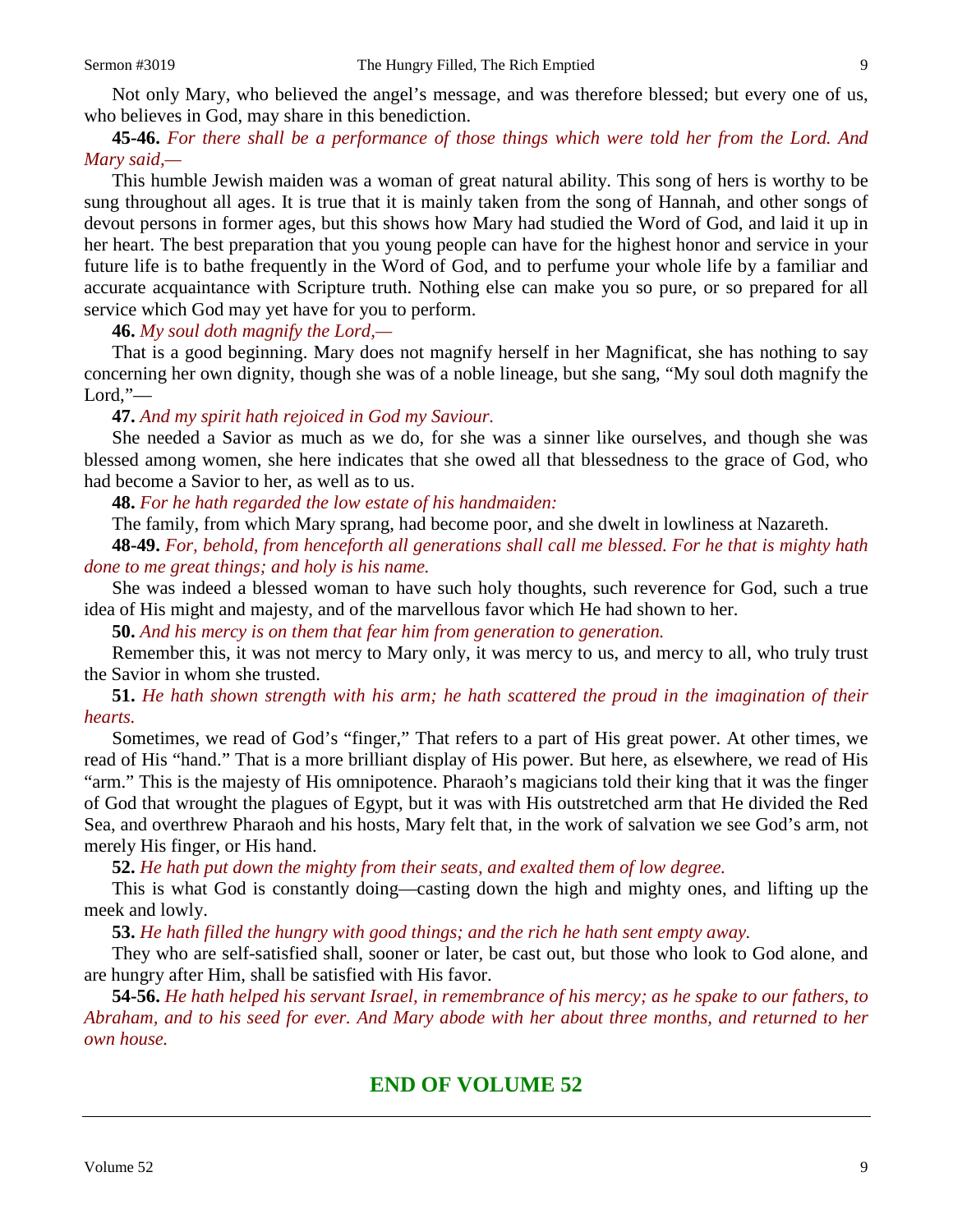Not only Mary, who believed the angel's message, and was therefore blessed; but every one of us, who believes in God, may share in this benediction.

**45-46.** *For there shall be a performance of those things which were told her from the Lord. And Mary said,—*

This humble Jewish maiden was a woman of great natural ability. This song of hers is worthy to be sung throughout all ages. It is true that it is mainly taken from the song of Hannah, and other songs of devout persons in former ages, but this shows how Mary had studied the Word of God, and laid it up in her heart. The best preparation that you young people can have for the highest honor and service in your future life is to bathe frequently in the Word of God, and to perfume your whole life by a familiar and accurate acquaintance with Scripture truth. Nothing else can make you so pure, or so prepared for all service which God may yet have for you to perform.

**46.** *My soul doth magnify the Lord,—*

That is a good beginning. Mary does not magnify herself in her Magnificat, she has nothing to say concerning her own dignity, though she was of a noble lineage, but she sang, "My soul doth magnify the Lord,"—

**47.** *And my spirit hath rejoiced in God my Saviour.*

She needed a Savior as much as we do, for she was a sinner like ourselves, and though she was blessed among women, she here indicates that she owed all that blessedness to the grace of God, who had become a Savior to her, as well as to us.

**48.** *For he hath regarded the low estate of his handmaiden:*

The family, from which Mary sprang, had become poor, and she dwelt in lowliness at Nazareth.

**48-49.** *For, behold, from henceforth all generations shall call me blessed. For he that is mighty hath done to me great things; and holy is his name.*

She was indeed a blessed woman to have such holy thoughts, such reverence for God, such a true idea of His might and majesty, and of the marvellous favor which He had shown to her.

**50.** *And his mercy is on them that fear him from generation to generation.*

Remember this, it was not mercy to Mary only, it was mercy to us, and mercy to all, who truly trust the Savior in whom she trusted.

**51.** *He hath shown strength with his arm; he hath scattered the proud in the imagination of their hearts.*

Sometimes, we read of God's "finger," That refers to a part of His great power. At other times, we read of His "hand." That is a more brilliant display of His power. But here, as elsewhere, we read of His "arm." This is the majesty of His omnipotence. Pharaoh's magicians told their king that it was the finger of God that wrought the plagues of Egypt, but it was with His outstretched arm that He divided the Red Sea, and overthrew Pharaoh and his hosts, Mary felt that, in the work of salvation we see God's arm, not merely His finger, or His hand.

**52.** *He hath put down the mighty from their seats, and exalted them of low degree.*

This is what God is constantly doing—casting down the high and mighty ones, and lifting up the meek and lowly.

**53.** *He hath filled the hungry with good things; and the rich he hath sent empty away.*

They who are self-satisfied shall, sooner or later, be cast out, but those who look to God alone, and are hungry after Him, shall be satisfied with His favor.

**54-56.** *He hath helped his servant Israel, in remembrance of his mercy; as he spake to our fathers, to Abraham, and to his seed for ever. And Mary abode with her about three months, and returned to her own house.*

## END OF VOLUME 52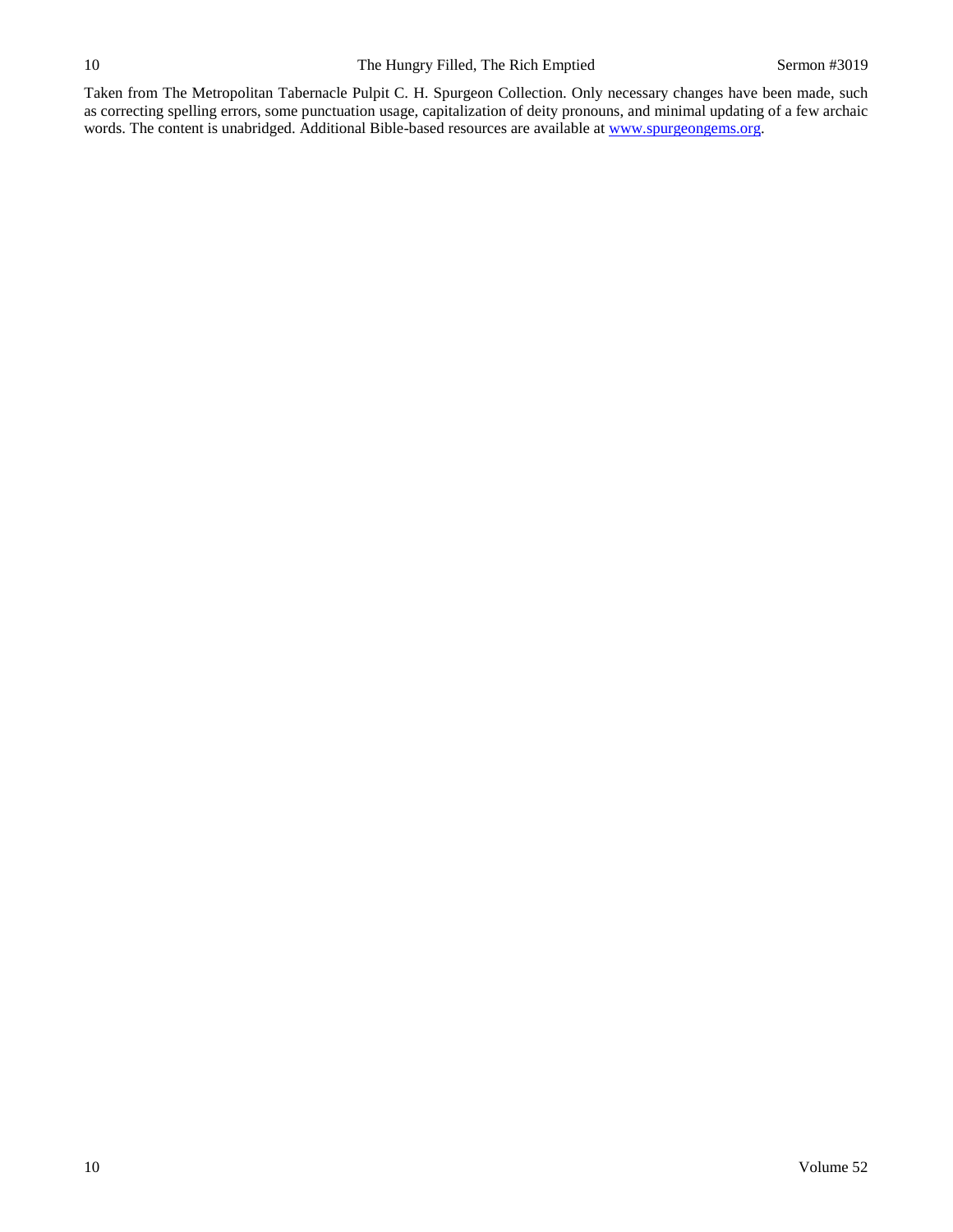Taken from The Metropolitan Tabernacle Pulpit C. H. Spurgeon Collection. Only necessary changes have been made, such as correcting spelling errors, some punctuation usage, capitalization of deity pronouns, and minimal updating of a few archaic words. The content is unabridged. Additional Bible-based resources are available at [www.spurgeongems.org](http://www.spurgeongems.org).